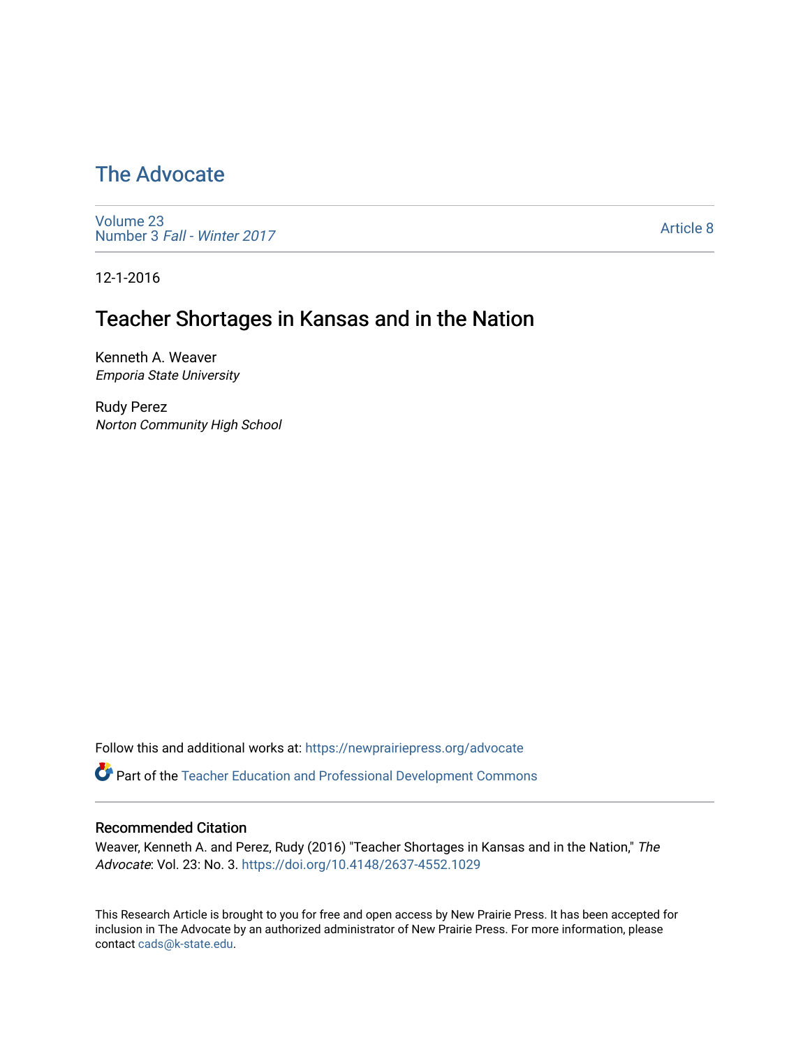# The Advocate

Volume 23
Number 3 *Fall - Winter 2017*

Article 8

12-1-2016

## Teacher Shortages in Kansas and in the Nation

Kenneth A. Weaver
*Emporia State University*

Rudy Perez
*Norton Community High School*

Follow this and additional works at: https://newprairiepress.org/advocate

Part of the Teacher Education and Professional Development Commons

### Recommended Citation

Weaver, Kenneth A. and Perez, Rudy (2016) "Teacher Shortages in Kansas and in the Nation," *The Advocate*: Vol. 23: No. 3. https://doi.org/10.4148/2637-4552.1029

This Research Article is brought to you for free and open access by New Prairie Press. It has been accepted for inclusion in The Advocate by an authorized administrator of New Prairie Press. For more information, please contact cads@k-state.edu.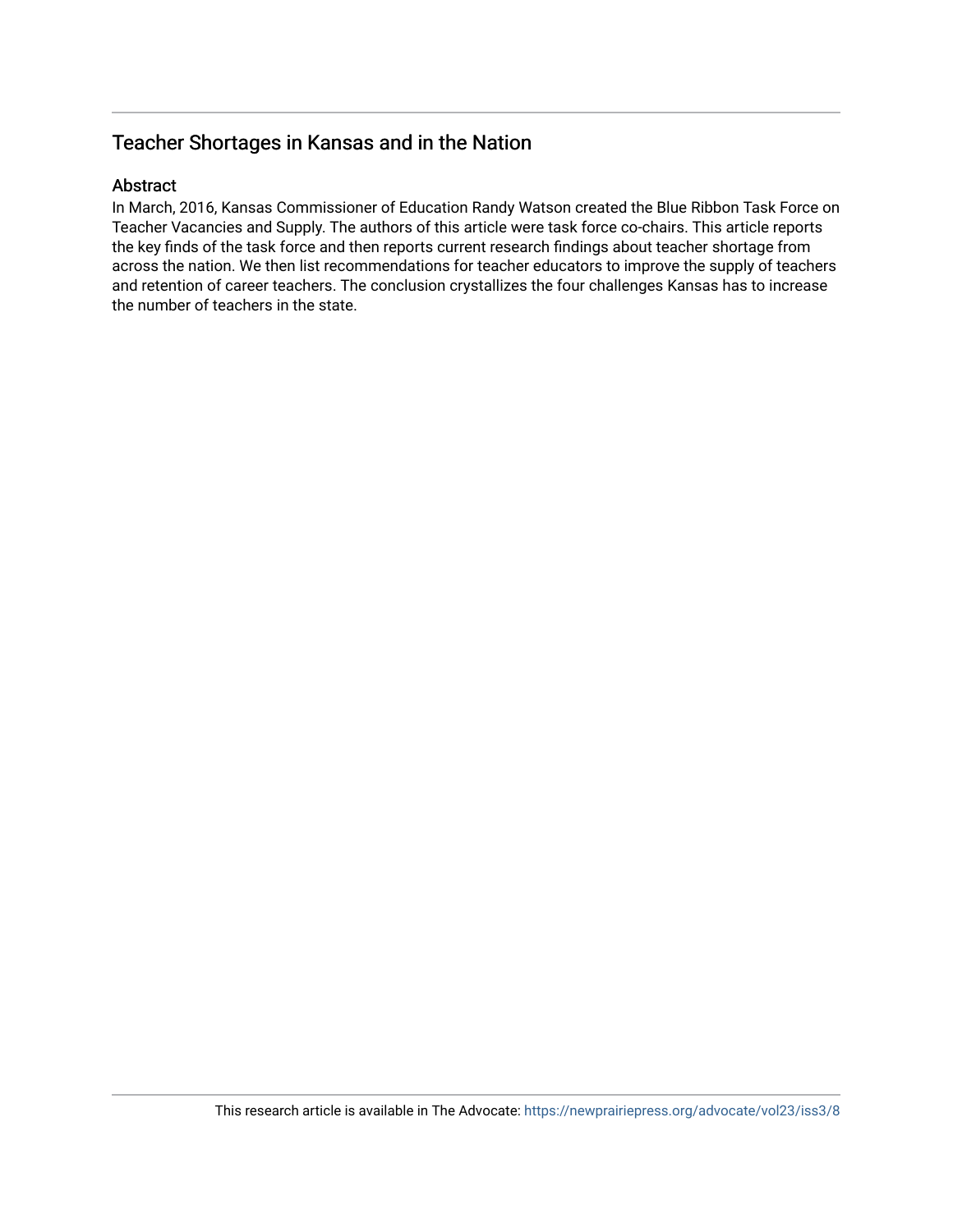## Teacher Shortages in Kansas and in the Nation

### Abstract

In March, 2016, Kansas Commissioner of Education Randy Watson created the Blue Ribbon Task Force on Teacher Vacancies and Supply. The authors of this article were task force co-chairs. This article reports the key finds of the task force and then reports current research findings about teacher shortage from across the nation. We then list recommendations for teacher educators to improve the supply of teachers and retention of career teachers. The conclusion crystallizes the four challenges Kansas has to increase the number of teachers in the state.

This research article is available in The Advocate: https://newprairiepress.org/advocate/vol23/iss3/8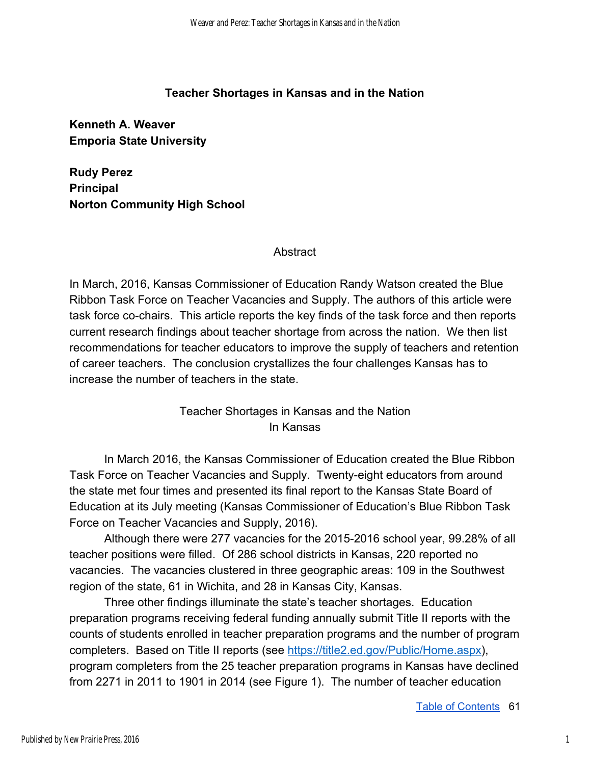# Teacher Shortages in Kansas and in the Nation

**Kenneth A. Weaver**
**Emporia State University**

**Rudy Perez**
**Principal**
**Norton Community High School**

## Abstract

In March, 2016, Kansas Commissioner of Education Randy Watson created the Blue Ribbon Task Force on Teacher Vacancies and Supply. The authors of this article were task force co-chairs. This article reports the key finds of the task force and then reports current research findings about teacher shortage from across the nation. We then list recommendations for teacher educators to improve the supply of teachers and retention of career teachers. The conclusion crystallizes the four challenges Kansas has to increase the number of teachers in the state.

## Teacher Shortages in Kansas and the Nation

### In Kansas

In March 2016, the Kansas Commissioner of Education created the Blue Ribbon Task Force on Teacher Vacancies and Supply. Twenty-eight educators from around the state met four times and presented its final report to the Kansas State Board of Education at its July meeting (Kansas Commissioner of Education's Blue Ribbon Task Force on Teacher Vacancies and Supply, 2016).

Although there were 277 vacancies for the 2015-2016 school year, 99.28% of all teacher positions were filled. Of 286 school districts in Kansas, 220 reported no vacancies. The vacancies clustered in three geographic areas: 109 in the Southwest region of the state, 61 in Wichita, and 28 in Kansas City, Kansas.

Three other findings illuminate the state's teacher shortages. Education preparation programs receiving federal funding annually submit Title II reports with the counts of students enrolled in teacher preparation programs and the number of program completers. Based on Title II reports (see [https://title2.ed.gov/Public/Home.aspx](https://title2.ed.gov/Public/Home.aspx)), program completers from the 25 teacher preparation programs in Kansas have declined from 2271 in 2011 to 1901 in 2014 (see Figure 1). The number of teacher education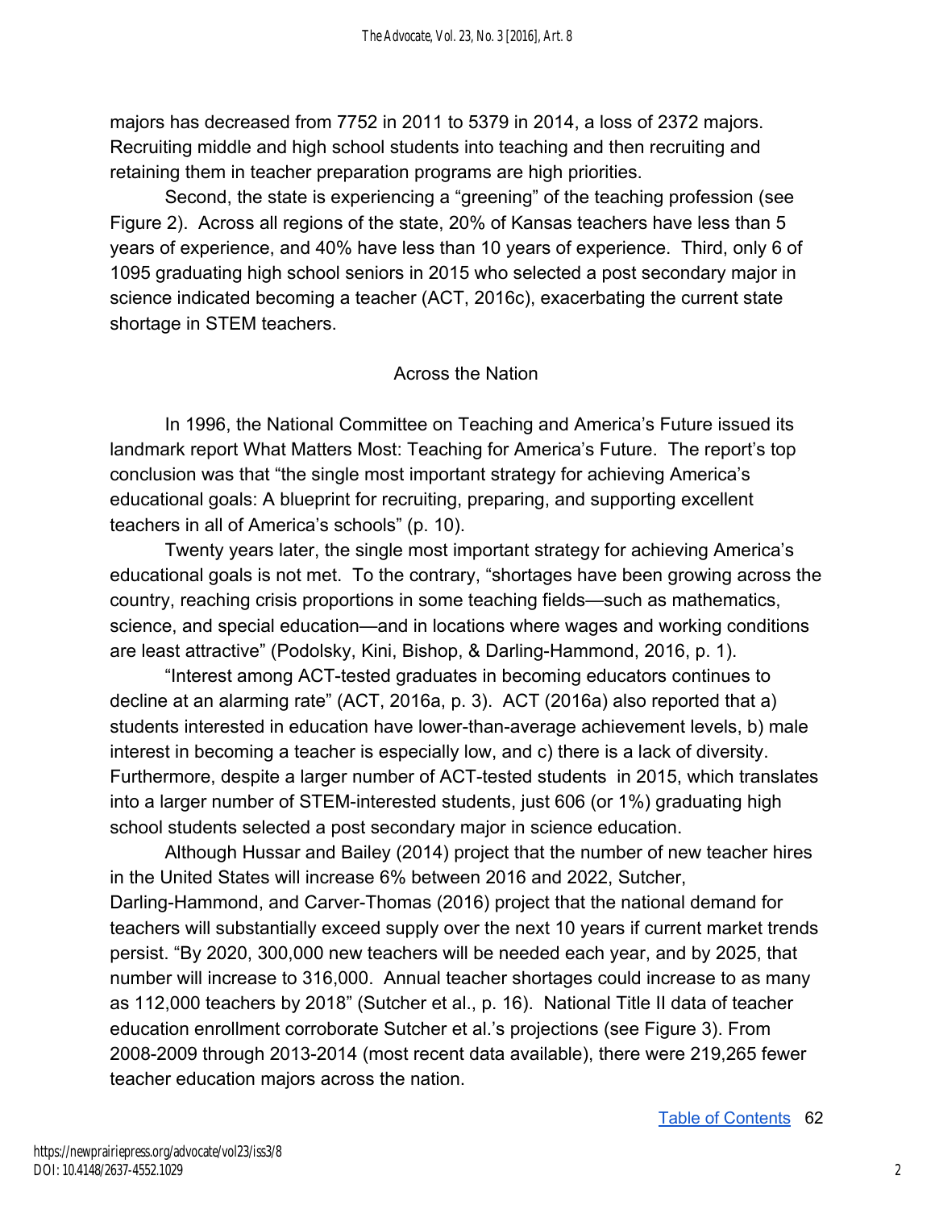majors has decreased from 7752 in 2011 to 5379 in 2014, a loss of 2372 majors. Recruiting middle and high school students into teaching and then recruiting and retaining them in teacher preparation programs are high priorities.

Second, the state is experiencing a "greening" of the teaching profession (see Figure 2). Across all regions of the state, 20% of Kansas teachers have less than 5 years of experience, and 40% have less than 10 years of experience. Third, only 6 of 1095 graduating high school seniors in 2015 who selected a post secondary major in science indicated becoming a teacher (ACT, 2016c), exacerbating the current state shortage in STEM teachers.

## Across the Nation

In 1996, the National Committee on Teaching and America's Future issued its landmark report What Matters Most: Teaching for America's Future. The report's top conclusion was that "the single most important strategy for achieving America's educational goals: A blueprint for recruiting, preparing, and supporting excellent teachers in all of America's schools" (p. 10).

Twenty years later, the single most important strategy for achieving America's educational goals is not met. To the contrary, "shortages have been growing across the country, reaching crisis proportions in some teaching fields—such as mathematics, science, and special education—and in locations where wages and working conditions are least attractive" (Podolsky, Kini, Bishop, & Darling-Hammond, 2016, p. 1).

"Interest among ACT-tested graduates in becoming educators continues to decline at an alarming rate" (ACT, 2016a, p. 3). ACT (2016a) also reported that a) students interested in education have lower-than-average achievement levels, b) male interest in becoming a teacher is especially low, and c) there is a lack of diversity. Furthermore, despite a larger number of ACT-tested students in 2015, which translates into a larger number of STEM-interested students, just 606 (or 1%) graduating high school students selected a post secondary major in science education.

Although Hussar and Bailey (2014) project that the number of new teacher hires in the United States will increase 6% between 2016 and 2022, Sutcher, Darling-Hammond, and Carver-Thomas (2016) project that the national demand for teachers will substantially exceed supply over the next 10 years if current market trends persist. "By 2020, 300,000 new teachers will be needed each year, and by 2025, that number will increase to 316,000. Annual teacher shortages could increase to as many as 112,000 teachers by 2018" (Sutcher et al., p. 16). National Title II data of teacher education enrollment corroborate Sutcher et al.'s projections (see Figure 3). From 2008-2009 through 2013-2014 (most recent data available), there were 219,265 fewer teacher education majors across the nation.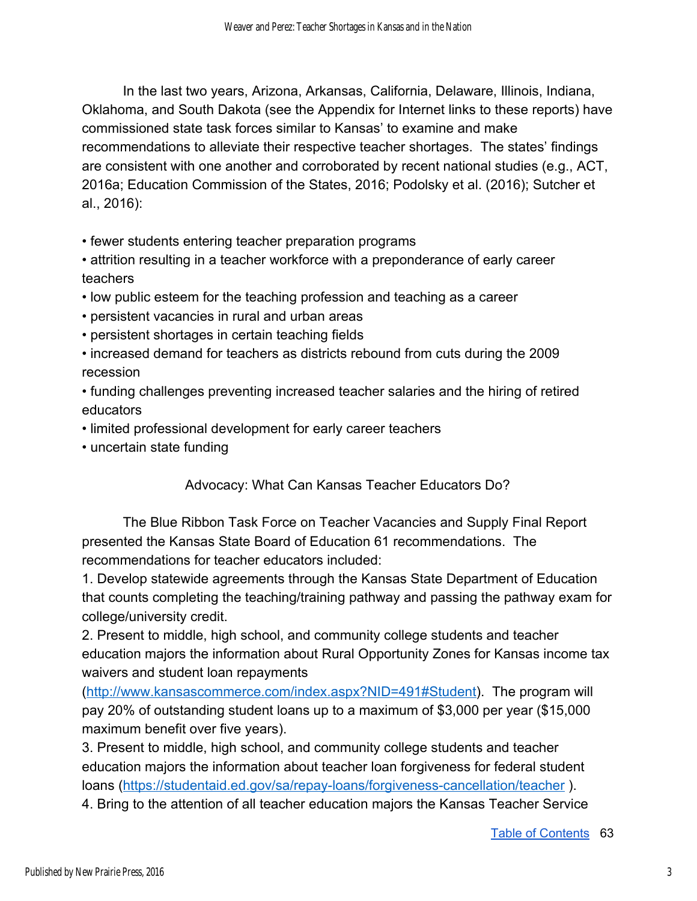In the last two years, Arizona, Arkansas, California, Delaware, Illinois, Indiana, Oklahoma, and South Dakota (see the Appendix for Internet links to these reports) have commissioned state task forces similar to Kansas' to examine and make recommendations to alleviate their respective teacher shortages. The states' findings are consistent with one another and corroborated by recent national studies (e.g., ACT, 2016a; Education Commission of the States, 2016; Podolsky et al. (2016); Sutcher et al., 2016):

- fewer students entering teacher preparation programs
- attrition resulting in a teacher workforce with a preponderance of early career teachers
- low public esteem for the teaching profession and teaching as a career
- persistent vacancies in rural and urban areas
- persistent shortages in certain teaching fields
- increased demand for teachers as districts rebound from cuts during the 2009 recession
- funding challenges preventing increased teacher salaries and the hiring of retired educators
- limited professional development for early career teachers
- uncertain state funding

## Advocacy: What Can Kansas Teacher Educators Do?

The Blue Ribbon Task Force on Teacher Vacancies and Supply Final Report presented the Kansas State Board of Education 61 recommendations. The recommendations for teacher educators included:

1. Develop statewide agreements through the Kansas State Department of Education that counts completing the teaching/training pathway and passing the pathway exam for college/university credit.
2. Present to middle, high school, and community college students and teacher education majors the information about Rural Opportunity Zones for Kansas income tax waivers and student loan repayments (http://www.kansascommerce.com/index.aspx?NID=491#Student). The program will pay 20% of outstanding student loans up to a maximum of $3,000 per year ($15,000 maximum benefit over five years).
3. Present to middle, high school, and community college students and teacher education majors the information about teacher loan forgiveness for federal student loans (https://studentaid.ed.gov/sa/repay-loans/forgiveness-cancellation/teacher ).
4. Bring to the attention of all teacher education majors the Kansas Teacher Service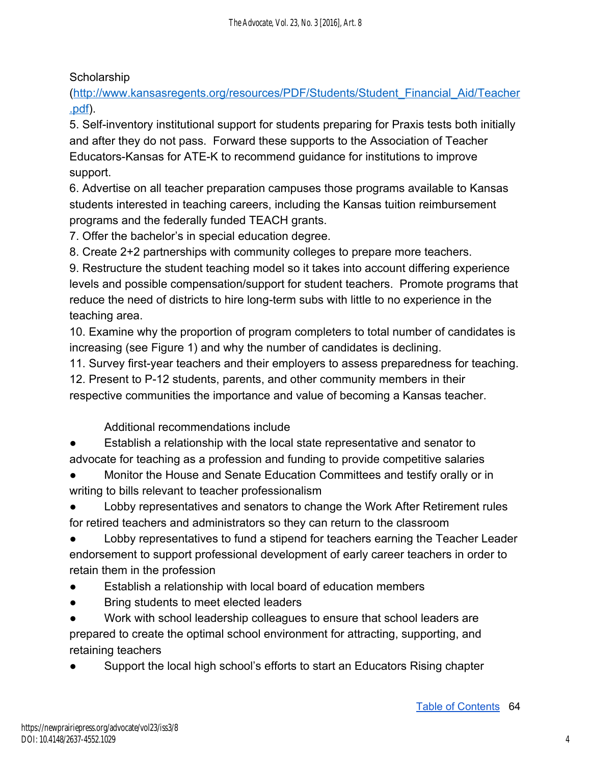Scholarship (http://www.kansasregents.org/resources/PDF/Students/Student_Financial_Aid/Teacher.pdf).

5. Self-inventory institutional support for students preparing for Praxis tests both initially and after they do not pass. Forward these supports to the Association of Teacher Educators-Kansas for ATE-K to recommend guidance for institutions to improve support.
6. Advertise on all teacher preparation campuses those programs available to Kansas students interested in teaching careers, including the Kansas tuition reimbursement programs and the federally funded TEACH grants.
7. Offer the bachelor's in special education degree.
8. Create 2+2 partnerships with community colleges to prepare more teachers.
9. Restructure the student teaching model so it takes into account differing experience levels and possible compensation/support for student teachers. Promote programs that reduce the need of districts to hire long-term subs with little to no experience in the teaching area.
10. Examine why the proportion of program completers to total number of candidates is increasing (see Figure 1) and why the number of candidates is declining.
11. Survey first-year teachers and their employers to assess preparedness for teaching.
12. Present to P-12 students, parents, and other community members in their respective communities the importance and value of becoming a Kansas teacher.

Additional recommendations include

- Establish a relationship with the local state representative and senator to advocate for teaching as a profession and funding to provide competitive salaries
- Monitor the House and Senate Education Committees and testify orally or in writing to bills relevant to teacher professionalism
- Lobby representatives and senators to change the Work After Retirement rules for retired teachers and administrators so they can return to the classroom
- Lobby representatives to fund a stipend for teachers earning the Teacher Leader endorsement to support professional development of early career teachers in order to retain them in the profession
- Establish a relationship with local board of education members
- Bring students to meet elected leaders
- Work with school leadership colleagues to ensure that school leaders are prepared to create the optimal school environment for attracting, supporting, and retaining teachers
- Support the local high school's efforts to start an Educators Rising chapter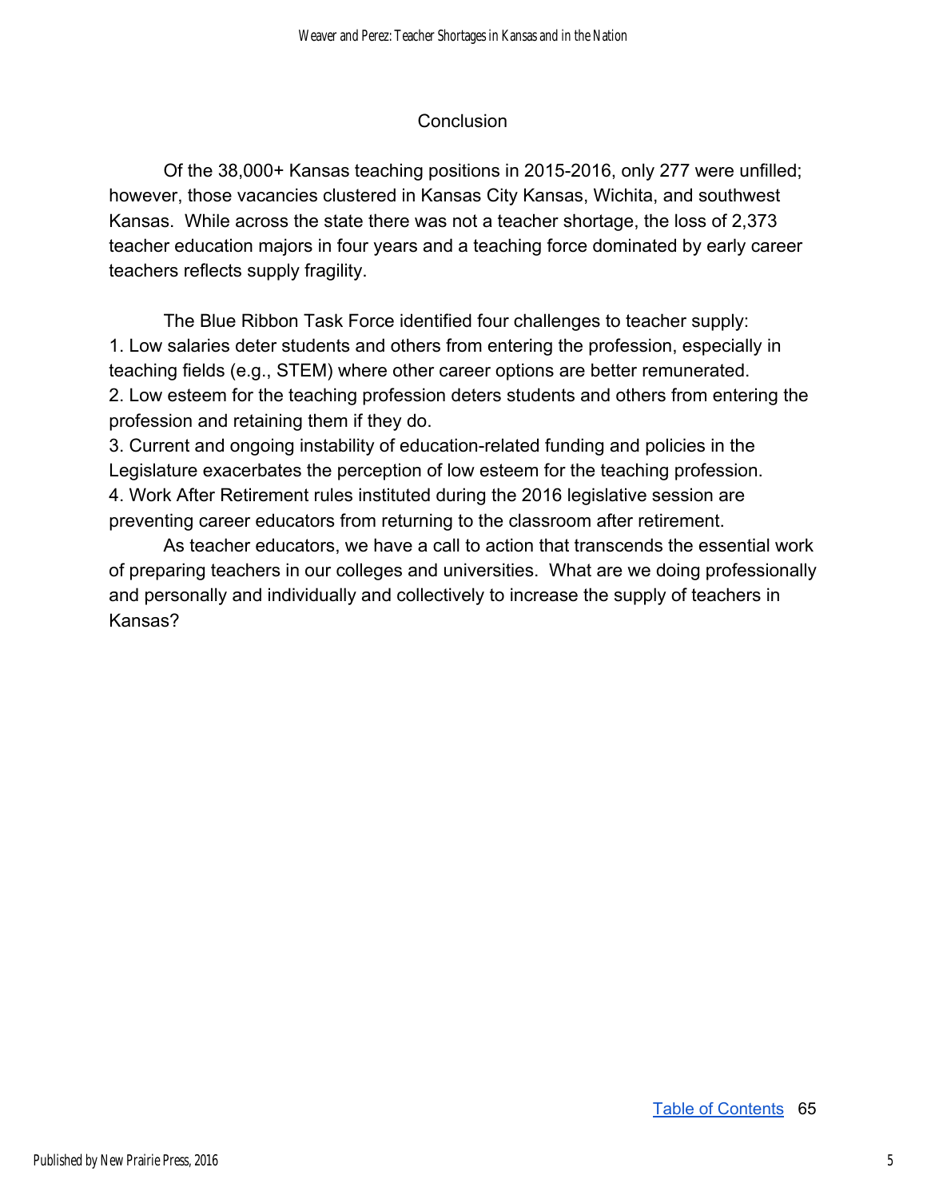## Conclusion

Of the 38,000+ Kansas teaching positions in 2015-2016, only 277 were unfilled; however, those vacancies clustered in Kansas City Kansas, Wichita, and southwest Kansas. While across the state there was not a teacher shortage, the loss of 2,373 teacher education majors in four years and a teaching force dominated by early career teachers reflects supply fragility.

The Blue Ribbon Task Force identified four challenges to teacher supply:

1. Low salaries deter students and others from entering the profession, especially in teaching fields (e.g., STEM) where other career options are better remunerated.
2. Low esteem for the teaching profession deters students and others from entering the profession and retaining them if they do.
3. Current and ongoing instability of education-related funding and policies in the Legislature exacerbates the perception of low esteem for the teaching profession.
4. Work After Retirement rules instituted during the 2016 legislative session are preventing career educators from returning to the classroom after retirement.

As teacher educators, we have a call to action that transcends the essential work of preparing teachers in our colleges and universities. What are we doing professionally and personally and individually and collectively to increase the supply of teachers in Kansas?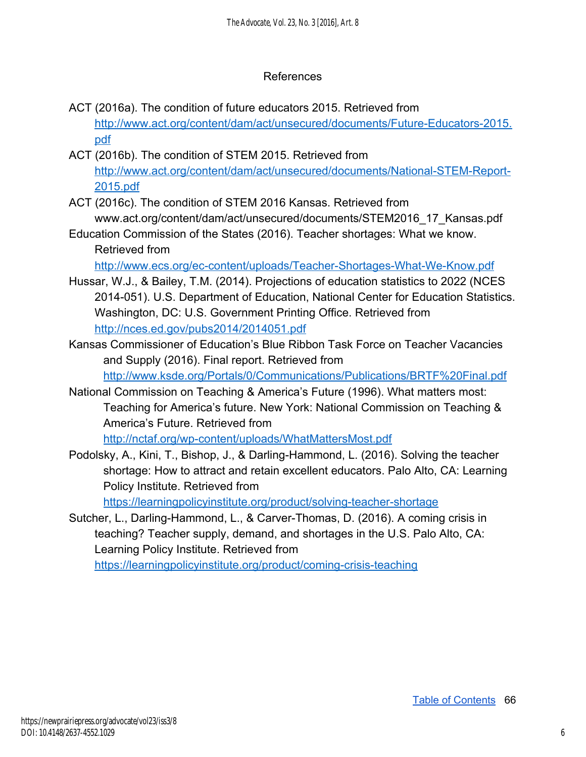## References

ACT (2016a). The condition of future educators 2015. Retrieved from http://www.act.org/content/dam/act/unsecured/documents/Future-Educators-2015.pdf

ACT (2016b). The condition of STEM 2015. Retrieved from http://www.act.org/content/dam/act/unsecured/documents/National-STEM-Report-2015.pdf

ACT (2016c). The condition of STEM 2016 Kansas. Retrieved from www.act.org/content/dam/act/unsecured/documents/STEM2016_17_Kansas.pdf

Education Commission of the States (2016). Teacher shortages: What we know. Retrieved from http://www.ecs.org/ec-content/uploads/Teacher-Shortages-What-We-Know.pdf

Hussar, W.J., & Bailey, T.M. (2014). Projections of education statistics to 2022 (NCES 2014-051). U.S. Department of Education, National Center for Education Statistics. Washington, DC: U.S. Government Printing Office. Retrieved from http://nces.ed.gov/pubs2014/2014051.pdf

Kansas Commissioner of Education's Blue Ribbon Task Force on Teacher Vacancies and Supply (2016). Final report. Retrieved from http://www.ksde.org/Portals/0/Communications/Publications/BRTF%20Final.pdf

National Commission on Teaching & America's Future (1996). What matters most: Teaching for America's future. New York: National Commission on Teaching & America's Future. Retrieved from http://nctaf.org/wp-content/uploads/WhatMattersMost.pdf

Podolsky, A., Kini, T., Bishop, J., & Darling-Hammond, L. (2016). Solving the teacher shortage: How to attract and retain excellent educators. Palo Alto, CA: Learning Policy Institute. Retrieved from https://learningpolicyinstitute.org/product/solving-teacher-shortage

Sutcher, L., Darling-Hammond, L., & Carver-Thomas, D. (2016). A coming crisis in teaching? Teacher supply, demand, and shortages in the U.S. Palo Alto, CA: Learning Policy Institute. Retrieved from https://learningpolicyinstitute.org/product/coming-crisis-teaching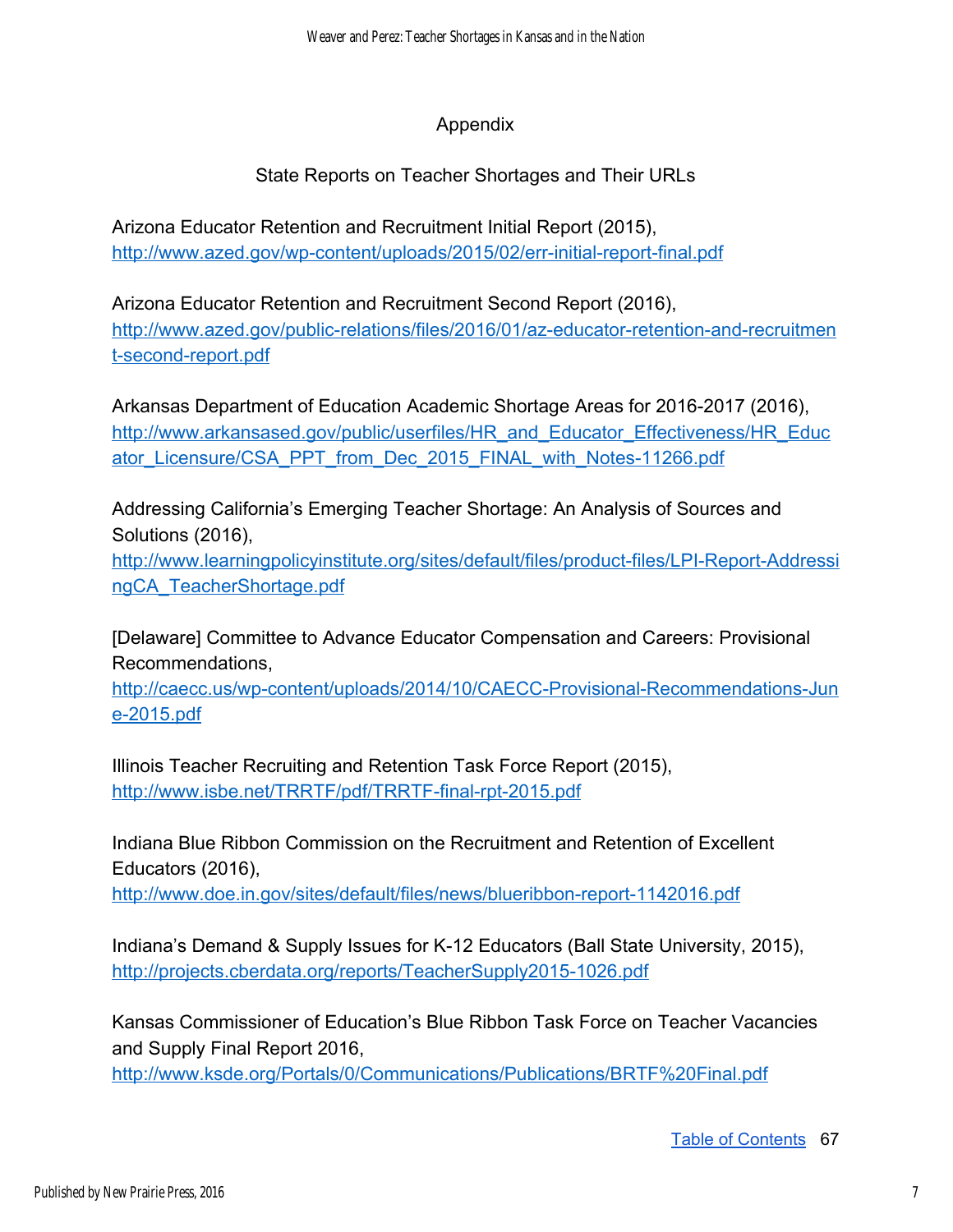## Appendix

### State Reports on Teacher Shortages and Their URLs

Arizona Educator Retention and Recruitment Initial Report (2015),
http://www.azed.gov/wp-content/uploads/2015/02/err-initial-report-final.pdf

Arizona Educator Retention and Recruitment Second Report (2016),
http://www.azed.gov/public-relations/files/2016/01/az-educator-retention-and-recruitment-second-report.pdf

Arkansas Department of Education Academic Shortage Areas for 2016-2017 (2016),
http://www.arkansased.gov/public/userfiles/HR_and_Educator_Effectiveness/HR_Educator_Licensure/CSA_PPT_from_Dec_2015_FINAL_with_Notes-11266.pdf

Addressing California's Emerging Teacher Shortage: An Analysis of Sources and Solutions (2016),
http://www.learningpolicyinstitute.org/sites/default/files/product-files/LPI-Report-AddressingCA_TeacherShortage.pdf

[Delaware] Committee to Advance Educator Compensation and Careers: Provisional Recommendations,
http://caecc.us/wp-content/uploads/2014/10/CAECC-Provisional-Recommendations-June-2015.pdf

Illinois Teacher Recruiting and Retention Task Force Report (2015),
http://www.isbe.net/TRRTF/pdf/TRRTF-final-rpt-2015.pdf

Indiana Blue Ribbon Commission on the Recruitment and Retention of Excellent Educators (2016),
http://www.doe.in.gov/sites/default/files/news/blueribbon-report-1142016.pdf

Indiana's Demand & Supply Issues for K-12 Educators (Ball State University, 2015),
http://projects.cberdata.org/reports/TeacherSupply2015-1026.pdf

Kansas Commissioner of Education's Blue Ribbon Task Force on Teacher Vacancies and Supply Final Report 2016,
http://www.ksde.org/Portals/0/Communications/Publications/BRTF%20Final.pdf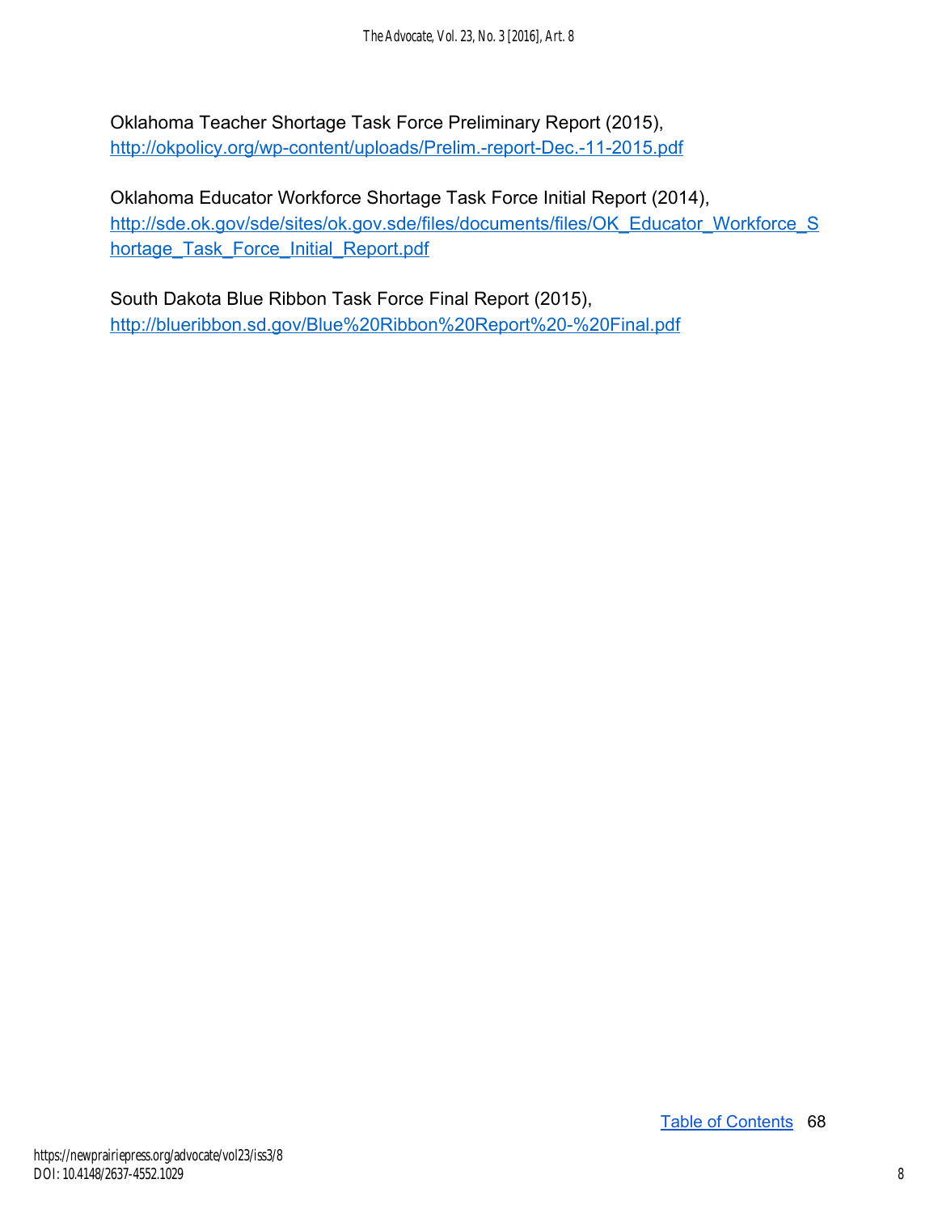Oklahoma Teacher Shortage Task Force Preliminary Report (2015), http://okpolicy.org/wp-content/uploads/Prelim.-report-Dec.-11-2015.pdf

Oklahoma Educator Workforce Shortage Task Force Initial Report (2014), http://sde.ok.gov/sde/sites/ok.gov.sde/files/documents/files/OK_Educator_Workforce_Shortage_Task_Force_Initial_Report.pdf

South Dakota Blue Ribbon Task Force Final Report (2015), http://blueribbon.sd.gov/Blue%20Ribbon%20Report%20-%20Final.pdf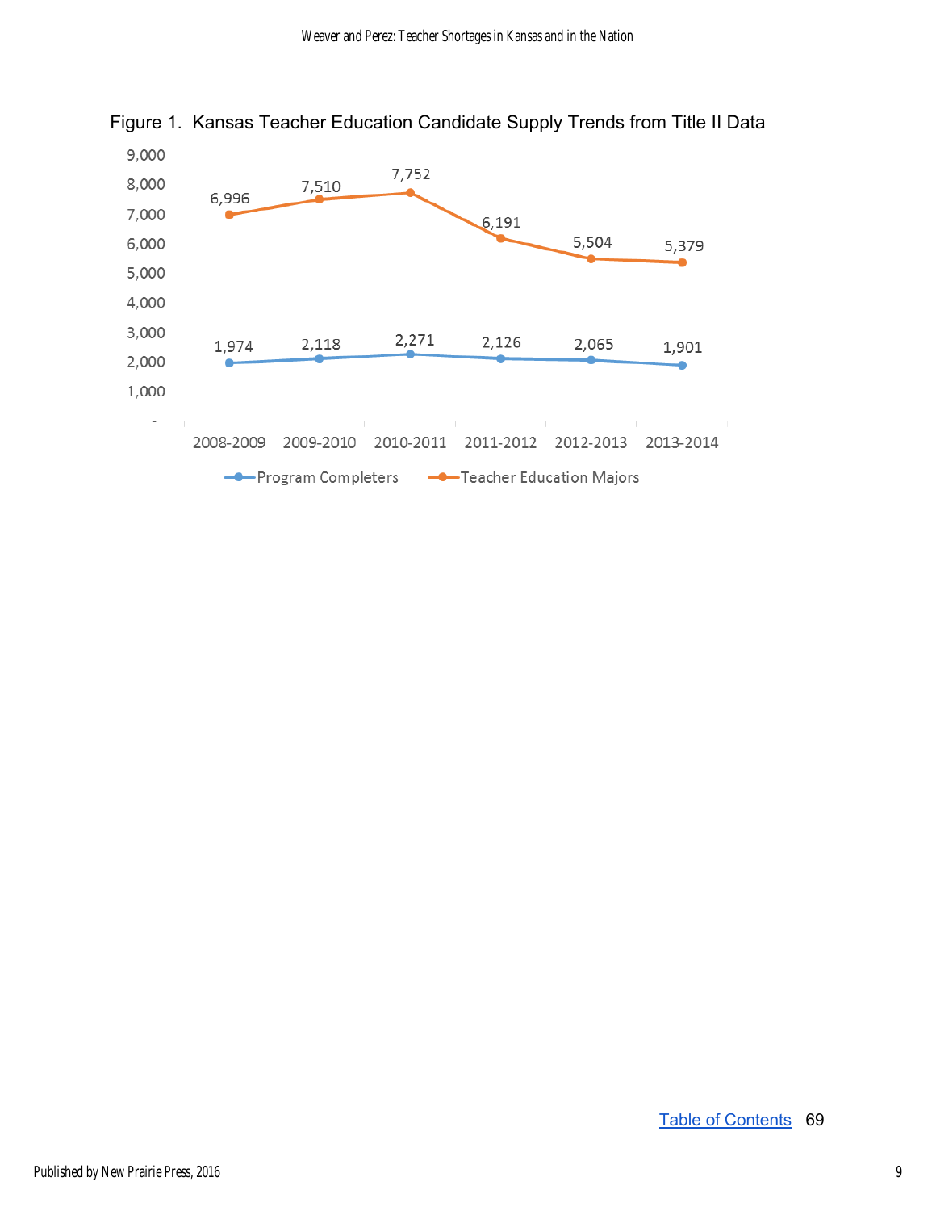Figure 1. Kansas Teacher Education Candidate Supply Trends from Title II Data

| | 2008-2009 | 2009-2010 | 2010-2011 | 2011-2012 | 2012-2013 | 2013-2014 |
|---|---|---|---|---|---|---|
| Program Completers | 1,974 | 2,118 | 2,271 | 2,126 | 2,065 | 1,901 |
| Teacher Education Majors | 6,996 | 7,510 | 7,752 | 6,191 | 5,504 | 5,379 |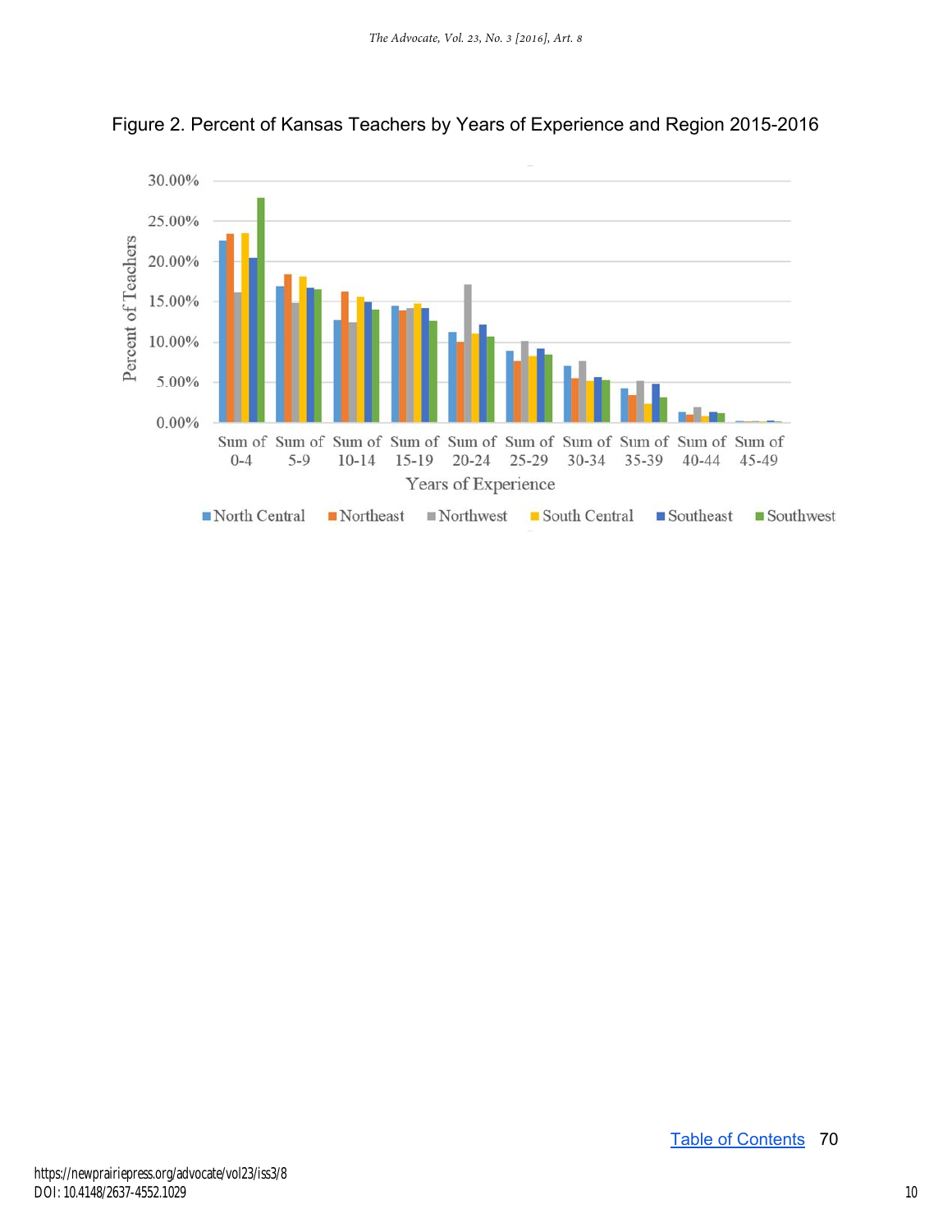Figure 2. Percent of Kansas Teachers by Years of Experience and Region 2015-2016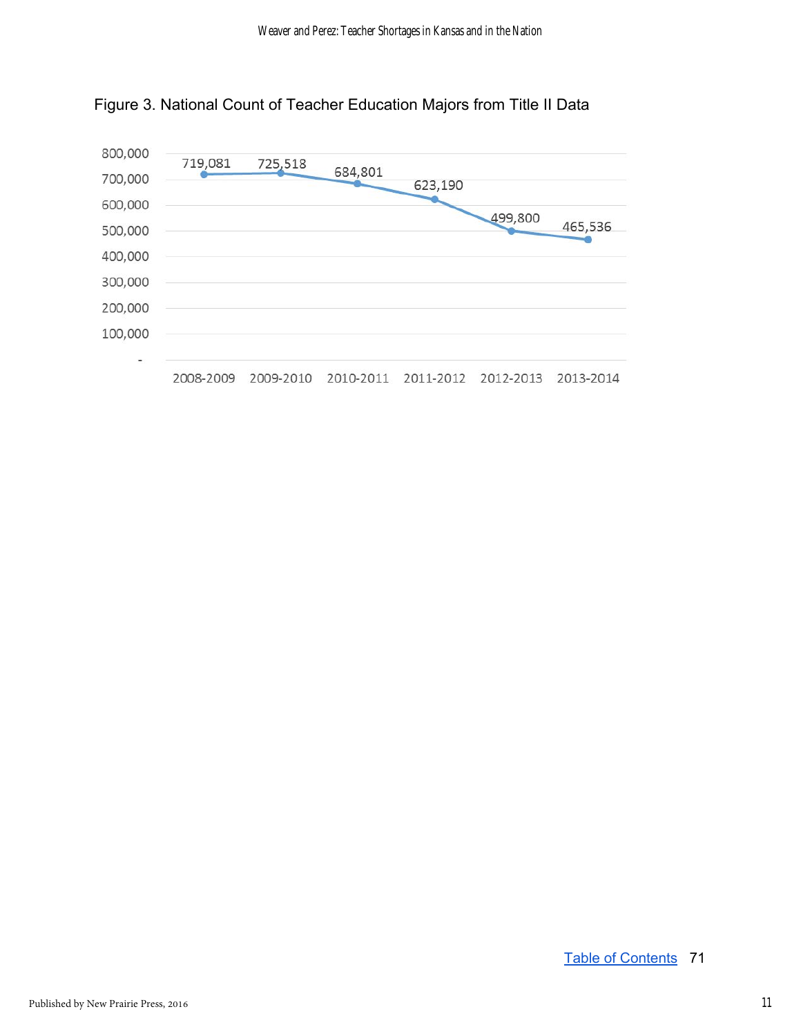Figure 3. National Count of Teacher Education Majors from Title II Data

800,000
700,000
600,000
500,000
400,000
300,000
200,000
100,000
-

719,081
725,518
684,801
623,190
499,800
465,536

2008-2009
2009-2010
2010-2011
2011-2012
2012-2013
2013-2014

Table of Contents 71